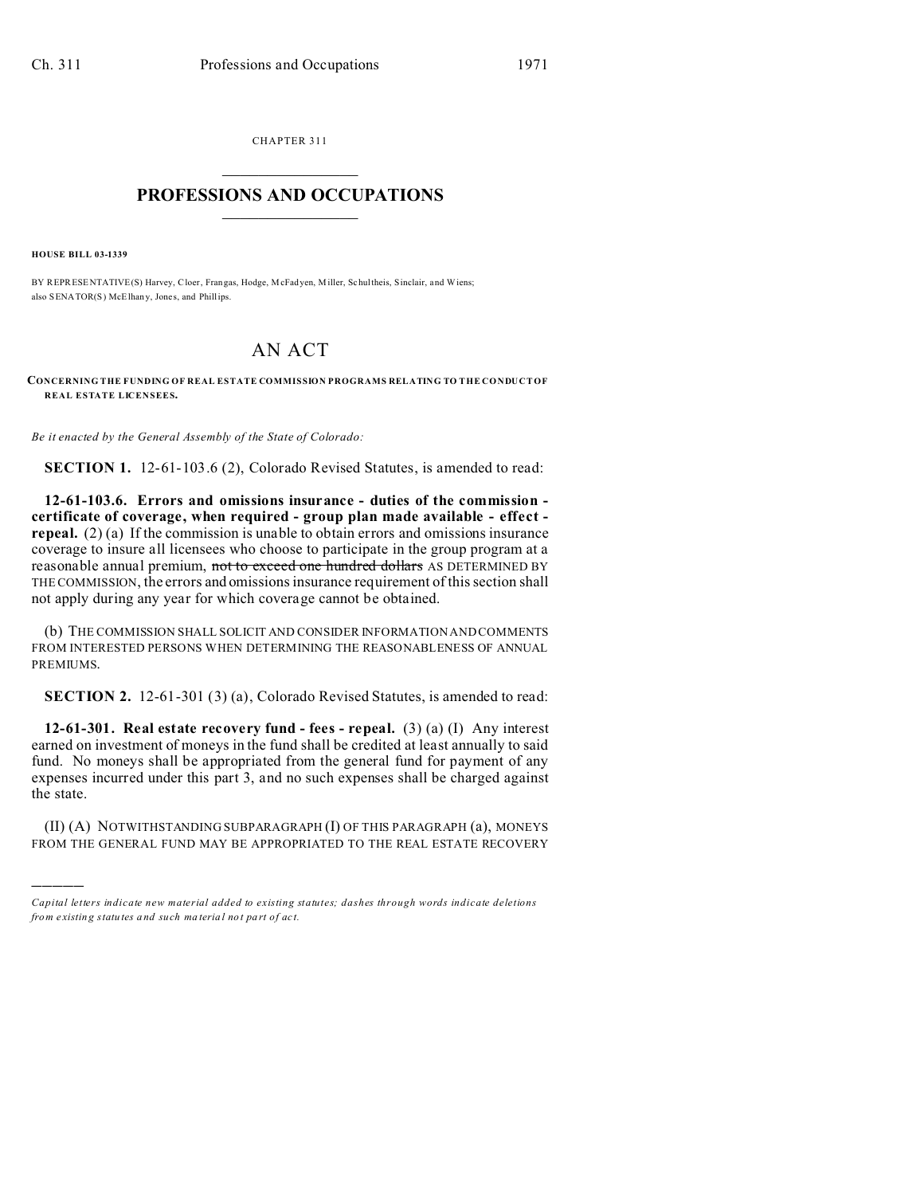CHAPTER 311

# PROFESSIONS AND OCCUPATIONS

**HOUSE BILL 03-1339**

BY REPRESENTATIVE(S) Harvey, Cloer, Frangas, Hodge, McFadyen, Miller, Schultheis, Sinclair, and Wiens; also SENATOR(S) McElhany, Jones, and Phillips.

# AN ACT

**CONCERNING THE FUNDING OF REAL ESTATE COMMISSION PROGRAMS RELATING TO THE CONDUCT OF REAL ESTATE LICENSEES.**

*Be it enacted by the General Assembly of the State of Colorado:*

**SECTION 1.** 12-61-103.6 (2), Colorado Revised Statutes, is amended to read:

**12-61-103.6. Errors and omissions insurance - duties of the commission - certificate of coverage, when required - group plan made available - effect - repeal.** (2) (a) If the commission is unable to obtain errors and omissions insurance coverage to insure all licensees who choose to participate in the group program at a reasonable annual premium, ~~not to exceed one hundred dollars~~ AS DETERMINED BY THE COMMISSION, the errors and omissions insurance requirement of this section shall not apply during any year for which coverage cannot be obtained.

(b) THE COMMISSION SHALL SOLICIT AND CONSIDER INFORMATION AND COMMENTS FROM INTERESTED PERSONS WHEN DETERMINING THE REASONABLENESS OF ANNUAL PREMIUMS.

**SECTION 2.** 12-61-301 (3) (a), Colorado Revised Statutes, is amended to read:

**12-61-301. Real estate recovery fund - fees - repeal.** (3) (a) (I) Any interest earned on investment of moneys in the fund shall be credited at least annually to said fund. No moneys shall be appropriated from the general fund for payment of any expenses incurred under this part 3, and no such expenses shall be charged against the state.

(II) (A) NOTWITHSTANDING SUBPARAGRAPH (I) OF THIS PARAGRAPH (a), MONEYS FROM THE GENERAL FUND MAY BE APPROPRIATED TO THE REAL ESTATE RECOVERY

---

*Capital letters indicate new material added to existing statutes; dashes through words indicate deletions from existing statutes and such material not part of act.*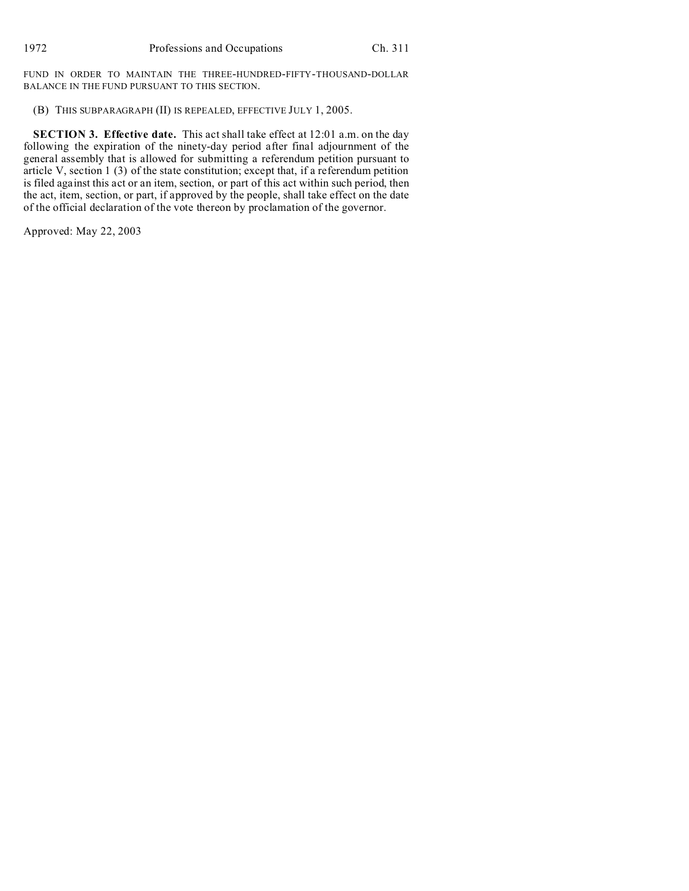FUND IN ORDER TO MAINTAIN THE THREE-HUNDRED-FIFTY-THOUSAND-DOLLAR BALANCE IN THE FUND PURSUANT TO THIS SECTION.

(B) THIS SUBPARAGRAPH (II) IS REPEALED, EFFECTIVE JULY 1, 2005.

**SECTION 3. Effective date.** This act shall take effect at 12:01 a.m. on the day following the expiration of the ninety-day period after final adjournment of the general assembly that is allowed for submitting a referendum petition pursuant to article V, section 1 (3) of the state constitution; except that, if a referendum petition is filed against this act or an item, section, or part of this act within such period, then the act, item, section, or part, if approved by the people, shall take effect on the date of the official declaration of the vote thereon by proclamation of the governor.

Approved: May 22, 2003